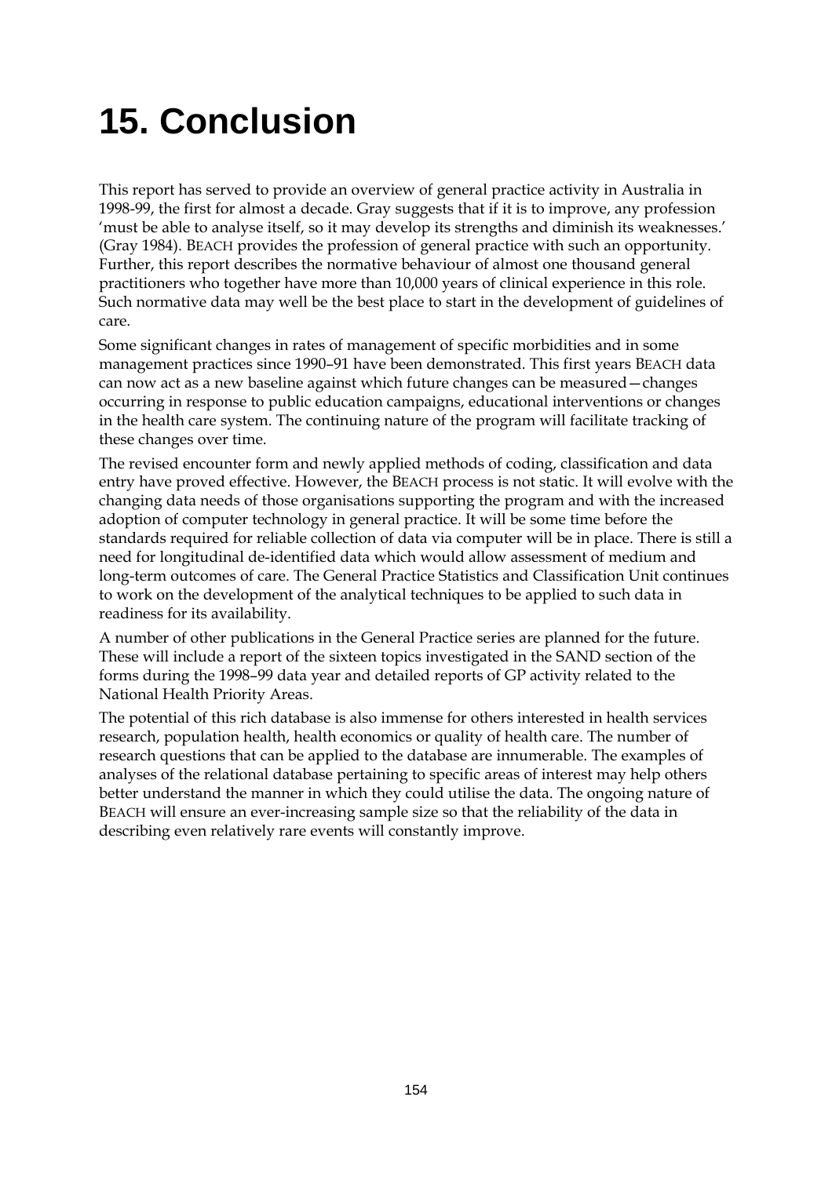# 15. Conclusion

This report has served to provide an overview of general practice activity in Australia in 1998-99, the first for almost a decade. Gray suggests that if it is to improve, any profession 'must be able to analyse itself, so it may develop its strengths and diminish its weaknesses.' (Gray 1984). BEACH provides the profession of general practice with such an opportunity. Further, this report describes the normative behaviour of almost one thousand general practitioners who together have more than 10,000 years of clinical experience in this role. Such normative data may well be the best place to start in the development of guidelines of care.

Some significant changes in rates of management of specific morbidities and in some management practices since 1990–91 have been demonstrated. This first years BEACH data can now act as a new baseline against which future changes can be measured—changes occurring in response to public education campaigns, educational interventions or changes in the health care system. The continuing nature of the program will facilitate tracking of these changes over time.

The revised encounter form and newly applied methods of coding, classification and data entry have proved effective. However, the BEACH process is not static. It will evolve with the changing data needs of those organisations supporting the program and with the increased adoption of computer technology in general practice. It will be some time before the standards required for reliable collection of data via computer will be in place. There is still a need for longitudinal de-identified data which would allow assessment of medium and long-term outcomes of care. The General Practice Statistics and Classification Unit continues to work on the development of the analytical techniques to be applied to such data in readiness for its availability.

A number of other publications in the General Practice series are planned for the future. These will include a report of the sixteen topics investigated in the SAND section of the forms during the 1998–99 data year and detailed reports of GP activity related to the National Health Priority Areas.

The potential of this rich database is also immense for others interested in health services research, population health, health economics or quality of health care. The number of research questions that can be applied to the database are innumerable. The examples of analyses of the relational database pertaining to specific areas of interest may help others better understand the manner in which they could utilise the data. The ongoing nature of BEACH will ensure an ever-increasing sample size so that the reliability of the data in describing even relatively rare events will constantly improve.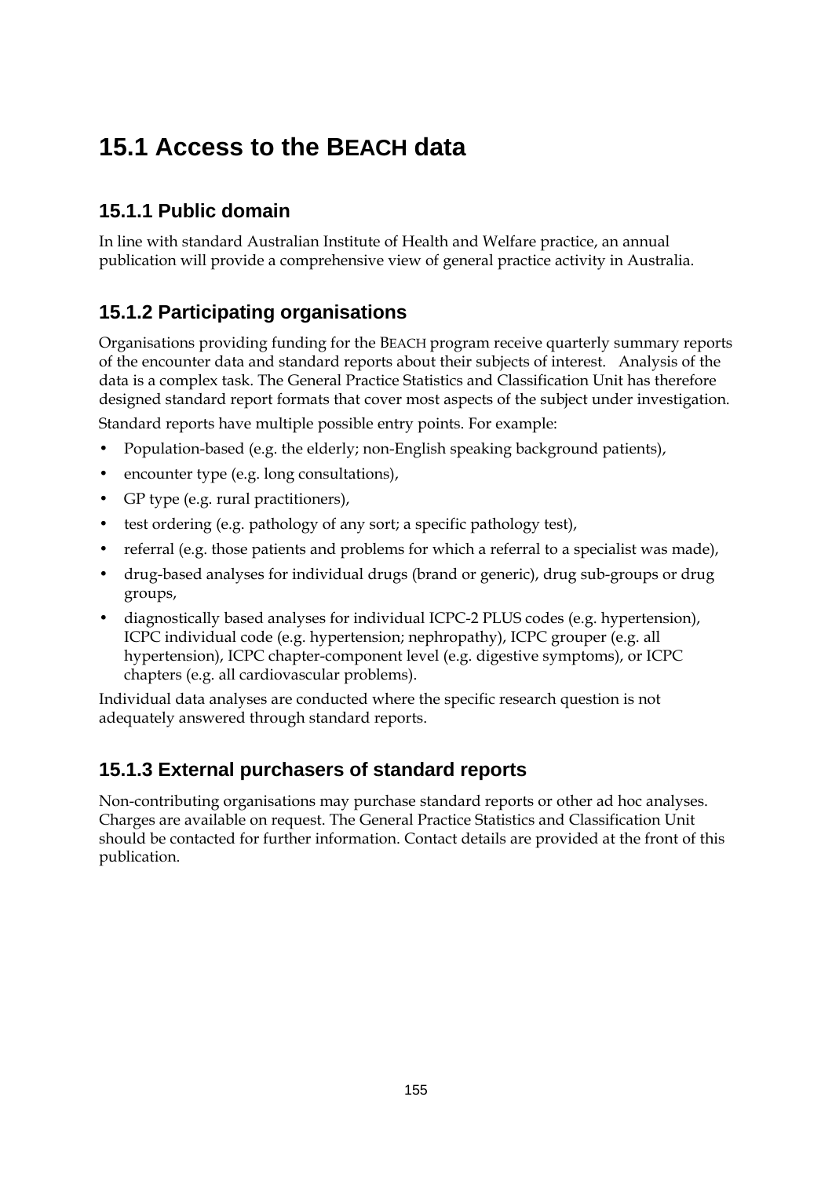# 15.1 Access to the BEACH data

## 15.1.1 Public domain

In line with standard Australian Institute of Health and Welfare practice, an annual publication will provide a comprehensive view of general practice activity in Australia.

## 15.1.2 Participating organisations

Organisations providing funding for the BEACH program receive quarterly summary reports of the encounter data and standard reports about their subjects of interest. Analysis of the data is a complex task. The General Practice Statistics and Classification Unit has therefore designed standard report formats that cover most aspects of the subject under investigation.

Standard reports have multiple possible entry points. For example:

- Population-based (e.g. the elderly; non-English speaking background patients),
- encounter type (e.g. long consultations),
- GP type (e.g. rural practitioners),
- test ordering (e.g. pathology of any sort; a specific pathology test),
- referral (e.g. those patients and problems for which a referral to a specialist was made),
- drug-based analyses for individual drugs (brand or generic), drug sub-groups or drug groups,
- diagnostically based analyses for individual ICPC-2 PLUS codes (e.g. hypertension), ICPC individual code (e.g. hypertension; nephropathy), ICPC grouper (e.g. all hypertension), ICPC chapter-component level (e.g. digestive symptoms), or ICPC chapters (e.g. all cardiovascular problems).

Individual data analyses are conducted where the specific research question is not adequately answered through standard reports.

## 15.1.3 External purchasers of standard reports

Non-contributing organisations may purchase standard reports or other ad hoc analyses. Charges are available on request. The General Practice Statistics and Classification Unit should be contacted for further information. Contact details are provided at the front of this publication.